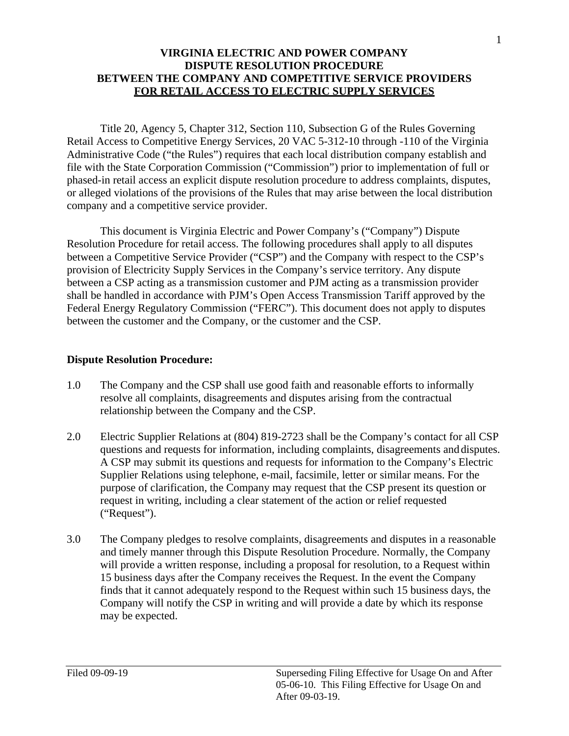# VIRGINIA ELECTRIC AND POWER COMPANY
# DISPUTE RESOLUTION PROCEDURE
# BETWEEN THE COMPANY AND COMPETITIVE SERVICE PROVIDERS
# FOR RETAIL ACCESS TO ELECTRIC SUPPLY SERVICES

Title 20, Agency 5, Chapter 312, Section 110, Subsection G of the Rules Governing Retail Access to Competitive Energy Services, 20 VAC 5-312-10 through -110 of the Virginia Administrative Code ("the Rules") requires that each local distribution company establish and file with the State Corporation Commission ("Commission") prior to implementation of full or phased-in retail access an explicit dispute resolution procedure to address complaints, disputes, or alleged violations of the provisions of the Rules that may arise between the local distribution company and a competitive service provider.

This document is Virginia Electric and Power Company's ("Company") Dispute Resolution Procedure for retail access. The following procedures shall apply to all disputes between a Competitive Service Provider ("CSP") and the Company with respect to the CSP's provision of Electricity Supply Services in the Company's service territory. Any dispute between a CSP acting as a transmission customer and PJM acting as a transmission provider shall be handled in accordance with PJM's Open Access Transmission Tariff approved by the Federal Energy Regulatory Commission ("FERC"). This document does not apply to disputes between the customer and the Company, or the customer and the CSP.

**Dispute Resolution Procedure:**

1.0 The Company and the CSP shall use good faith and reasonable efforts to informally resolve all complaints, disagreements and disputes arising from the contractual relationship between the Company and the CSP.

2.0 Electric Supplier Relations at (804) 819-2723 shall be the Company's contact for all CSP questions and requests for information, including complaints, disagreements and disputes. A CSP may submit its questions and requests for information to the Company's Electric Supplier Relations using telephone, e-mail, facsimile, letter or similar means. For the purpose of clarification, the Company may request that the CSP present its question or request in writing, including a clear statement of the action or relief requested ("Request").

3.0 The Company pledges to resolve complaints, disagreements and disputes in a reasonable and timely manner through this Dispute Resolution Procedure. Normally, the Company will provide a written response, including a proposal for resolution, to a Request within 15 business days after the Company receives the Request. In the event the Company finds that it cannot adequately respond to the Request within such 15 business days, the Company will notify the CSP in writing and will provide a date by which its response may be expected.

Filed 09-09-19

Superseding Filing Effective for Usage On and After 05-06-10. This Filing Effective for Usage On and After 09-03-19.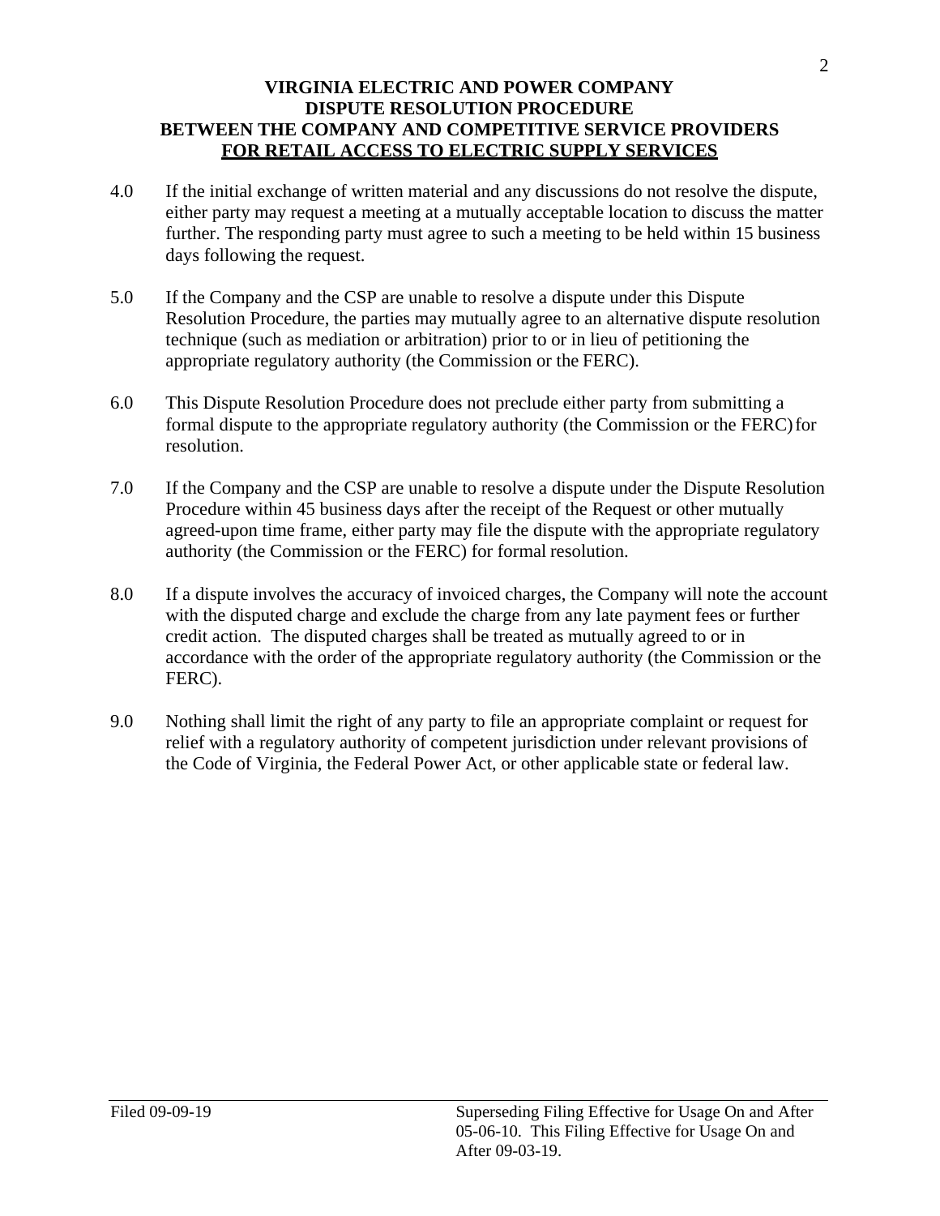**VIRGINIA ELECTRIC AND POWER COMPANY**
**DISPUTE RESOLUTION PROCEDURE**
**BETWEEN THE COMPANY AND COMPETITIVE SERVICE PROVIDERS**
**FOR RETAIL ACCESS TO ELECTRIC SUPPLY SERVICES**

4.0 If the initial exchange of written material and any discussions do not resolve the dispute, either party may request a meeting at a mutually acceptable location to discuss the matter further. The responding party must agree to such a meeting to be held within 15 business days following the request.

5.0 If the Company and the CSP are unable to resolve a dispute under this Dispute Resolution Procedure, the parties may mutually agree to an alternative dispute resolution technique (such as mediation or arbitration) prior to or in lieu of petitioning the appropriate regulatory authority (the Commission or the FERC).

6.0 This Dispute Resolution Procedure does not preclude either party from submitting a formal dispute to the appropriate regulatory authority (the Commission or the FERC) for resolution.

7.0 If the Company and the CSP are unable to resolve a dispute under the Dispute Resolution Procedure within 45 business days after the receipt of the Request or other mutually agreed-upon time frame, either party may file the dispute with the appropriate regulatory authority (the Commission or the FERC) for formal resolution.

8.0 If a dispute involves the accuracy of invoiced charges, the Company will note the account with the disputed charge and exclude the charge from any late payment fees or further credit action. The disputed charges shall be treated as mutually agreed to or in accordance with the order of the appropriate regulatory authority (the Commission or the FERC).

9.0 Nothing shall limit the right of any party to file an appropriate complaint or request for relief with a regulatory authority of competent jurisdiction under relevant provisions of the Code of Virginia, the Federal Power Act, or other applicable state or federal law.

Filed 09-09-19

Superseding Filing Effective for Usage On and After 05-06-10. This Filing Effective for Usage On and After 09-03-19.